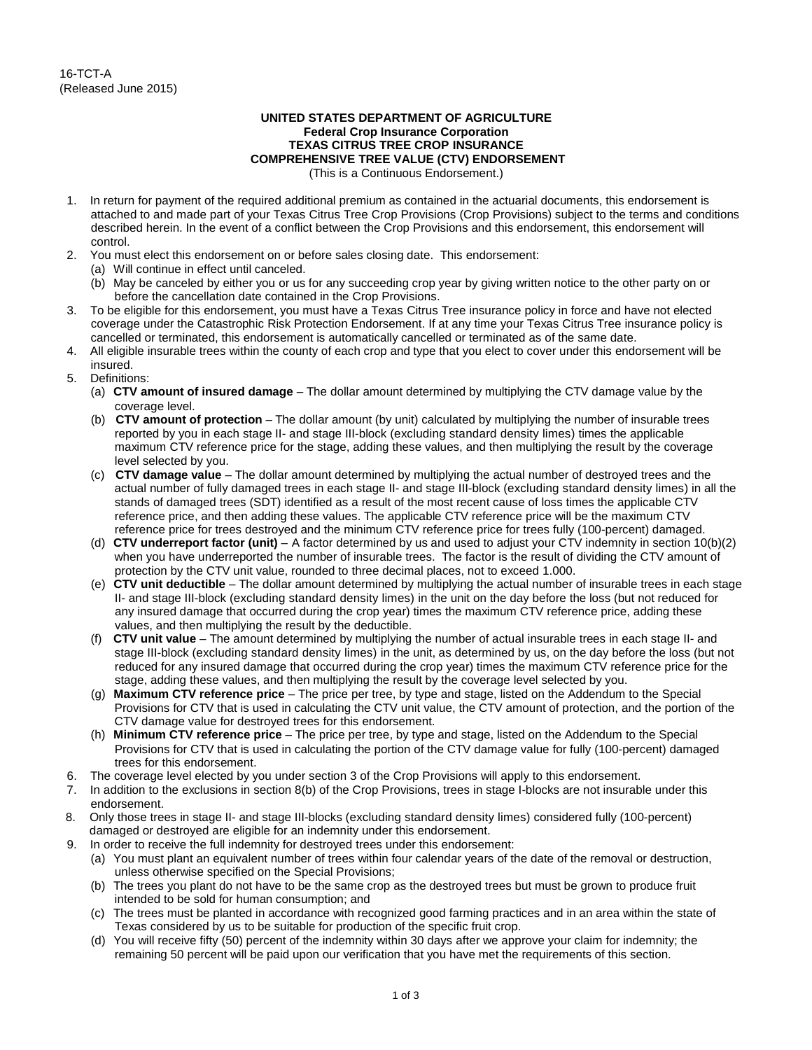16-TCT-A
(Released June 2015)

**UNITED STATES DEPARTMENT OF AGRICULTURE**
**Federal Crop Insurance Corporation**
**TEXAS CITRUS TREE CROP INSURANCE**
**COMPREHENSIVE TREE VALUE (CTV) ENDORSEMENT**
(This is a Continuous Endorsement.)

1. In return for payment of the required additional premium as contained in the actuarial documents, this endorsement is attached to and made part of your Texas Citrus Tree Crop Provisions (Crop Provisions) subject to the terms and conditions described herein. In the event of a conflict between the Crop Provisions and this endorsement, this endorsement will control.
2. You must elect this endorsement on or before sales closing date. This endorsement:
   (a) Will continue in effect until canceled.
   (b) May be canceled by either you or us for any succeeding crop year by giving written notice to the other party on or before the cancellation date contained in the Crop Provisions.
3. To be eligible for this endorsement, you must have a Texas Citrus Tree insurance policy in force and have not elected coverage under the Catastrophic Risk Protection Endorsement. If at any time your Texas Citrus Tree insurance policy is cancelled or terminated, this endorsement is automatically cancelled or terminated as of the same date.
4. All eligible insurable trees within the county of each crop and type that you elect to cover under this endorsement will be insured.
5. Definitions:
   (a) **CTV amount of insured damage** – The dollar amount determined by multiplying the CTV damage value by the coverage level.
   (b) **CTV amount of protection** – The dollar amount (by unit) calculated by multiplying the number of insurable trees reported by you in each stage II- and stage III-block (excluding standard density limes) times the applicable maximum CTV reference price for the stage, adding these values, and then multiplying the result by the coverage level selected by you.
   (c) **CTV damage value** – The dollar amount determined by multiplying the actual number of destroyed trees and the actual number of fully damaged trees in each stage II- and stage III-block (excluding standard density limes) in all the stands of damaged trees (SDT) identified as a result of the most recent cause of loss times the applicable CTV reference price, and then adding these values. The applicable CTV reference price will be the maximum CTV reference price for trees destroyed and the minimum CTV reference price for trees fully (100-percent) damaged.
   (d) **CTV underreport factor (unit)** – A factor determined by us and used to adjust your CTV indemnity in section 10(b)(2) when you have underreported the number of insurable trees. The factor is the result of dividing the CTV amount of protection by the CTV unit value, rounded to three decimal places, not to exceed 1.000.
   (e) **CTV unit deductible** – The dollar amount determined by multiplying the actual number of insurable trees in each stage II- and stage III-block (excluding standard density limes) in the unit on the day before the loss (but not reduced for any insured damage that occurred during the crop year) times the maximum CTV reference price, adding these values, and then multiplying the result by the deductible.
   (f) **CTV unit value** – The amount determined by multiplying the number of actual insurable trees in each stage II- and stage III-block (excluding standard density limes) in the unit, as determined by us, on the day before the loss (but not reduced for any insured damage that occurred during the crop year) times the maximum CTV reference price for the stage, adding these values, and then multiplying the result by the coverage level selected by you.
   (g) **Maximum CTV reference price** – The price per tree, by type and stage, listed on the Addendum to the Special Provisions for CTV that is used in calculating the CTV unit value, the CTV amount of protection, and the portion of the CTV damage value for destroyed trees for this endorsement.
   (h) **Minimum CTV reference price** – The price per tree, by type and stage, listed on the Addendum to the Special Provisions for CTV that is used in calculating the portion of the CTV damage value for fully (100-percent) damaged trees for this endorsement.
6. The coverage level elected by you under section 3 of the Crop Provisions will apply to this endorsement.
7. In addition to the exclusions in section 8(b) of the Crop Provisions, trees in stage I-blocks are not insurable under this endorsement.
8. Only those trees in stage II- and stage III-blocks (excluding standard density limes) considered fully (100-percent) damaged or destroyed are eligible for an indemnity under this endorsement.
9. In order to receive the full indemnity for destroyed trees under this endorsement:
   (a) You must plant an equivalent number of trees within four calendar years of the date of the removal or destruction, unless otherwise specified on the Special Provisions;
   (b) The trees you plant do not have to be the same crop as the destroyed trees but must be grown to produce fruit intended to be sold for human consumption; and
   (c) The trees must be planted in accordance with recognized good farming practices and in an area within the state of Texas considered by us to be suitable for production of the specific fruit crop.
   (d) You will receive fifty (50) percent of the indemnity within 30 days after we approve your claim for indemnity; the remaining 50 percent will be paid upon our verification that you have met the requirements of this section.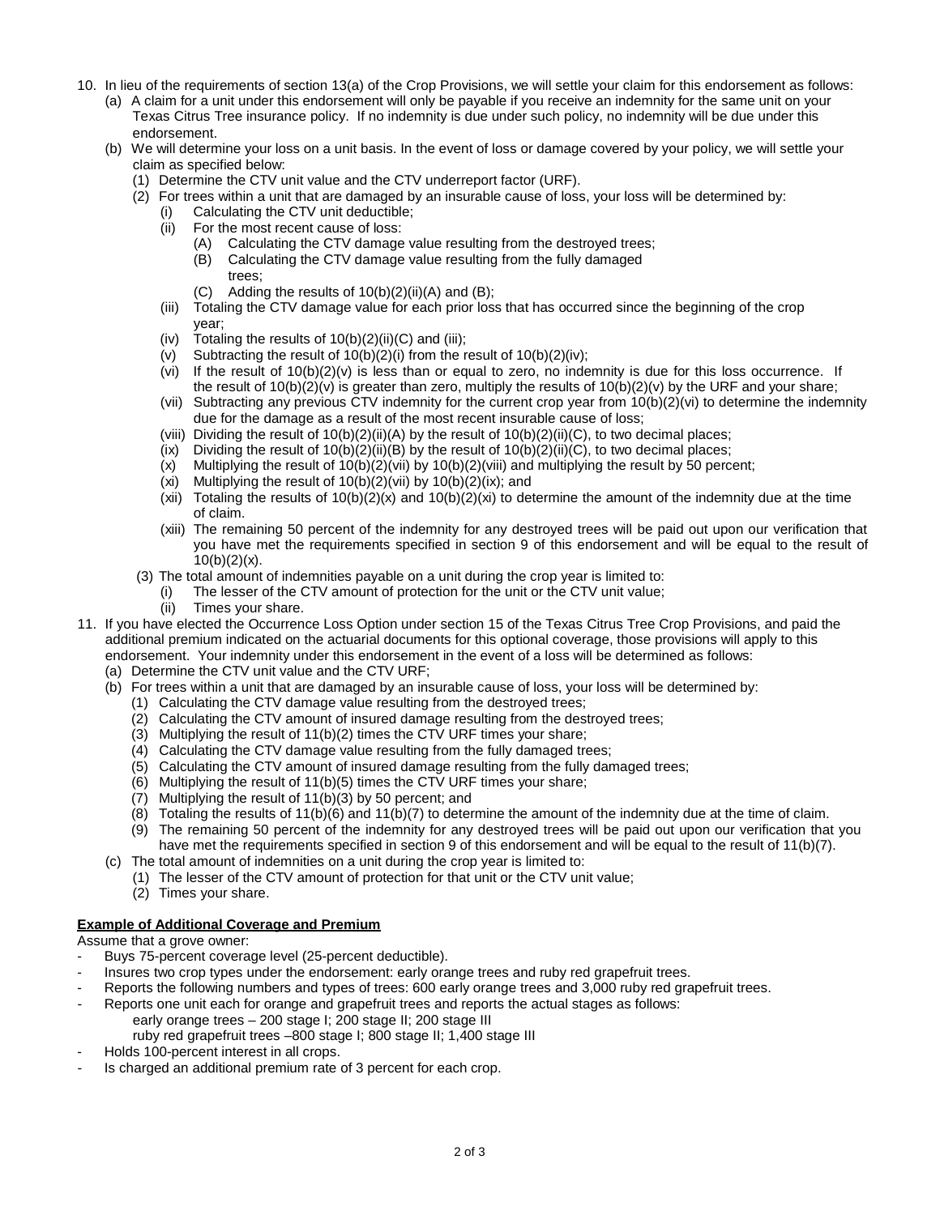10. In lieu of the requirements of section 13(a) of the Crop Provisions, we will settle your claim for this endorsement as follows:
    (a) A claim for a unit under this endorsement will only be payable if you receive an indemnity for the same unit on your Texas Citrus Tree insurance policy. If no indemnity is due under such policy, no indemnity will be due under this endorsement.
    (b) We will determine your loss on a unit basis. In the event of loss or damage covered by your policy, we will settle your claim as specified below:
        (1) Determine the CTV unit value and the CTV underreport factor (URF).
        (2) For trees within a unit that are damaged by an insurable cause of loss, your loss will be determined by:
            (i) Calculating the CTV unit deductible;
            (ii) For the most recent cause of loss:
                (A) Calculating the CTV damage value resulting from the destroyed trees;
                (B) Calculating the CTV damage value resulting from the fully damaged trees;
                (C) Adding the results of 10(b)(2)(ii)(A) and (B);
            (iii) Totaling the CTV damage value for each prior loss that has occurred since the beginning of the crop year;
            (iv) Totaling the results of 10(b)(2)(ii)(C) and (iii);
            (v) Subtracting the result of 10(b)(2)(i) from the result of 10(b)(2)(iv);
            (vi) If the result of 10(b)(2)(v) is less than or equal to zero, no indemnity is due for this loss occurrence. If the result of 10(b)(2)(v) is greater than zero, multiply the results of 10(b)(2)(v) by the URF and your share;
            (vii) Subtracting any previous CTV indemnity for the current crop year from 10(b)(2)(vi) to determine the indemnity due for the damage as a result of the most recent insurable cause of loss;
            (viii) Dividing the result of 10(b)(2)(ii)(A) by the result of 10(b)(2)(ii)(C), to two decimal places;
            (ix) Dividing the result of 10(b)(2)(ii)(B) by the result of 10(b)(2)(ii)(C), to two decimal places;
            (x) Multiplying the result of 10(b)(2)(vii) by 10(b)(2)(viii) and multiplying the result by 50 percent;
            (xi) Multiplying the result of 10(b)(2)(vii) by 10(b)(2)(ix); and
            (xii) Totaling the results of 10(b)(2)(x) and 10(b)(2)(xi) to determine the amount of the indemnity due at the time of claim.
            (xiii) The remaining 50 percent of the indemnity for any destroyed trees will be paid out upon our verification that you have met the requirements specified in section 9 of this endorsement and will be equal to the result of 10(b)(2)(x).
        (3) The total amount of indemnities payable on a unit during the crop year is limited to:
            (i) The lesser of the CTV amount of protection for the unit or the CTV unit value;
            (ii) Times your share.
11. If you have elected the Occurrence Loss Option under section 15 of the Texas Citrus Tree Crop Provisions, and paid the additional premium indicated on the actuarial documents for this optional coverage, those provisions will apply to this endorsement. Your indemnity under this endorsement in the event of a loss will be determined as follows:
    (a) Determine the CTV unit value and the CTV URF;
    (b) For trees within a unit that are damaged by an insurable cause of loss, your loss will be determined by:
        (1) Calculating the CTV damage value resulting from the destroyed trees;
        (2) Calculating the CTV amount of insured damage resulting from the destroyed trees;
        (3) Multiplying the result of 11(b)(2) times the CTV URF times your share;
        (4) Calculating the CTV damage value resulting from the fully damaged trees;
        (5) Calculating the CTV amount of insured damage resulting from the fully damaged trees;
        (6) Multiplying the result of 11(b)(5) times the CTV URF times your share;
        (7) Multiplying the result of 11(b)(3) by 50 percent; and
        (8) Totaling the results of 11(b)(6) and 11(b)(7) to determine the amount of the indemnity due at the time of claim.
        (9) The remaining 50 percent of the indemnity for any destroyed trees will be paid out upon our verification that you have met the requirements specified in section 9 of this endorsement and will be equal to the result of 11(b)(7).
    (c) The total amount of indemnities on a unit during the crop year is limited to:
        (1) The lesser of the CTV amount of protection for that unit or the CTV unit value;
        (2) Times your share.

**Example of Additional Coverage and Premium**

Assume that a grove owner:

- Buys 75-percent coverage level (25-percent deductible).
- Insures two crop types under the endorsement: early orange trees and ruby red grapefruit trees.
- Reports the following numbers and types of trees: 600 early orange trees and 3,000 ruby red grapefruit trees.
- Reports one unit each for orange and grapefruit trees and reports the actual stages as follows:
  early orange trees – 200 stage I; 200 stage II; 200 stage III
  ruby red grapefruit trees –800 stage I; 800 stage II; 1,400 stage III
- Holds 100-percent interest in all crops.
- Is charged an additional premium rate of 3 percent for each crop.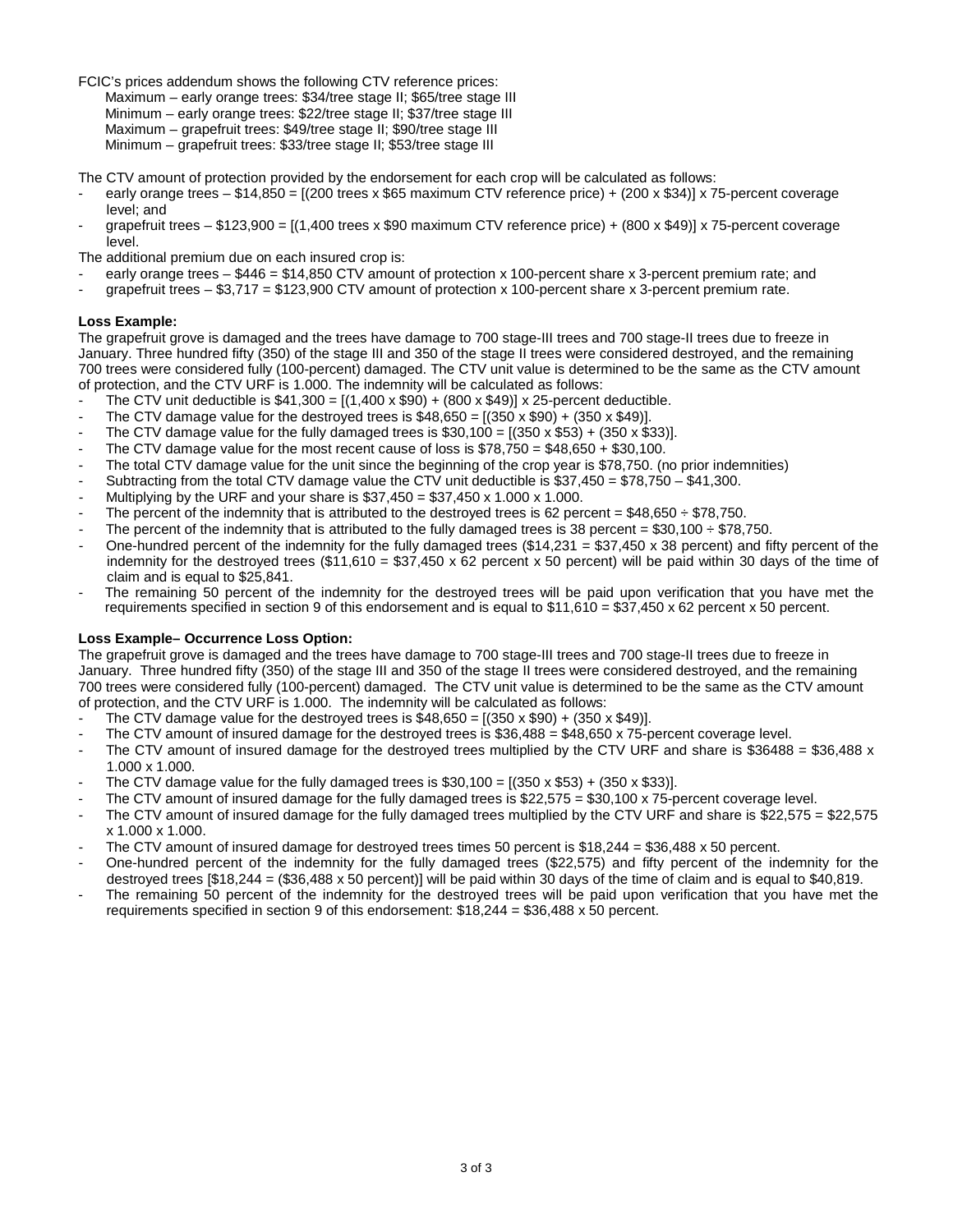FCIC's prices addendum shows the following CTV reference prices:

Maximum – early orange trees: $34/tree stage II; $65/tree stage III
Minimum – early orange trees: $22/tree stage II; $37/tree stage III
Maximum – grapefruit trees: $49/tree stage II; $90/tree stage III
Minimum – grapefruit trees: $33/tree stage II; $53/tree stage III

The CTV amount of protection provided by the endorsement for each crop will be calculated as follows:

- early orange trees – $14,850 = [(200 trees x $65 maximum CTV reference price) + (200 x $34)] x 75-percent coverage level; and
- grapefruit trees – $123,900 = [(1,400 trees x $90 maximum CTV reference price) + (800 x $49)] x 75-percent coverage level.

The additional premium due on each insured crop is:

- early orange trees – $446 = $14,850 CTV amount of protection x 100-percent share x 3-percent premium rate; and
- grapefruit trees – $3,717 = $123,900 CTV amount of protection x 100-percent share x 3-percent premium rate.

**Loss Example:**

The grapefruit grove is damaged and the trees have damage to 700 stage-III trees and 700 stage-II trees due to freeze in January. Three hundred fifty (350) of the stage III and 350 of the stage II trees were considered destroyed, and the remaining 700 trees were considered fully (100-percent) damaged. The CTV unit value is determined to be the same as the CTV amount of protection, and the CTV URF is 1.000. The indemnity will be calculated as follows:

- The CTV unit deductible is $41,300 = [(1,400 x $90) + (800 x $49)] x 25-percent deductible.
- The CTV damage value for the destroyed trees is $48,650 = [(350 x $90) + (350 x $49)].
- The CTV damage value for the fully damaged trees is $30,100 = [(350 x $53) + (350 x $33)].
- The CTV damage value for the most recent cause of loss is $78,750 = $48,650 + $30,100.
- The total CTV damage value for the unit since the beginning of the crop year is $78,750. (no prior indemnities)
- Subtracting from the total CTV damage value the CTV unit deductible is $37,450 = $78,750 – $41,300.
- Multiplying by the URF and your share is $37,450 = $37,450 x 1.000 x 1.000.
- The percent of the indemnity that is attributed to the destroyed trees is 62 percent = $48,650 ÷ $78,750.
- The percent of the indemnity that is attributed to the fully damaged trees is 38 percent = $30,100 ÷ $78,750.
- One-hundred percent of the indemnity for the fully damaged trees ($14,231 = $37,450 x 38 percent) and fifty percent of the indemnity for the destroyed trees ($11,610 = $37,450 x 62 percent x 50 percent) will be paid within 30 days of the time of claim and is equal to $25,841.
- The remaining 50 percent of the indemnity for the destroyed trees will be paid upon verification that you have met the requirements specified in section 9 of this endorsement and is equal to $11,610 = $37,450 x 62 percent x 50 percent.

**Loss Example– Occurrence Loss Option:**

The grapefruit grove is damaged and the trees have damage to 700 stage-III trees and 700 stage-II trees due to freeze in January. Three hundred fifty (350) of the stage III and 350 of the stage II trees were considered destroyed, and the remaining 700 trees were considered fully (100-percent) damaged. The CTV unit value is determined to be the same as the CTV amount of protection, and the CTV URF is 1.000. The indemnity will be calculated as follows:

- The CTV damage value for the destroyed trees is $48,650 = [(350 x $90) + (350 x $49)].
- The CTV amount of insured damage for the destroyed trees is $36,488 = $48,650 x 75-percent coverage level.
- The CTV amount of insured damage for the destroyed trees multiplied by the CTV URF and share is $36488 = $36,488 x 1.000 x 1.000.
- The CTV damage value for the fully damaged trees is $30,100 = [(350 x $53) + (350 x $33)].
- The CTV amount of insured damage for the fully damaged trees is $22,575 = $30,100 x 75-percent coverage level.
- The CTV amount of insured damage for the fully damaged trees multiplied by the CTV URF and share is $22,575 = $22,575 x 1.000 x 1.000.
- The CTV amount of insured damage for destroyed trees times 50 percent is $18,244 = $36,488 x 50 percent.
- One-hundred percent of the indemnity for the fully damaged trees ($22,575) and fifty percent of the indemnity for the destroyed trees [$18,244 = ($36,488 x 50 percent)] will be paid within 30 days of the time of claim and is equal to $40,819.
- The remaining 50 percent of the indemnity for the destroyed trees will be paid upon verification that you have met the requirements specified in section 9 of this endorsement: $18,244 = $36,488 x 50 percent.